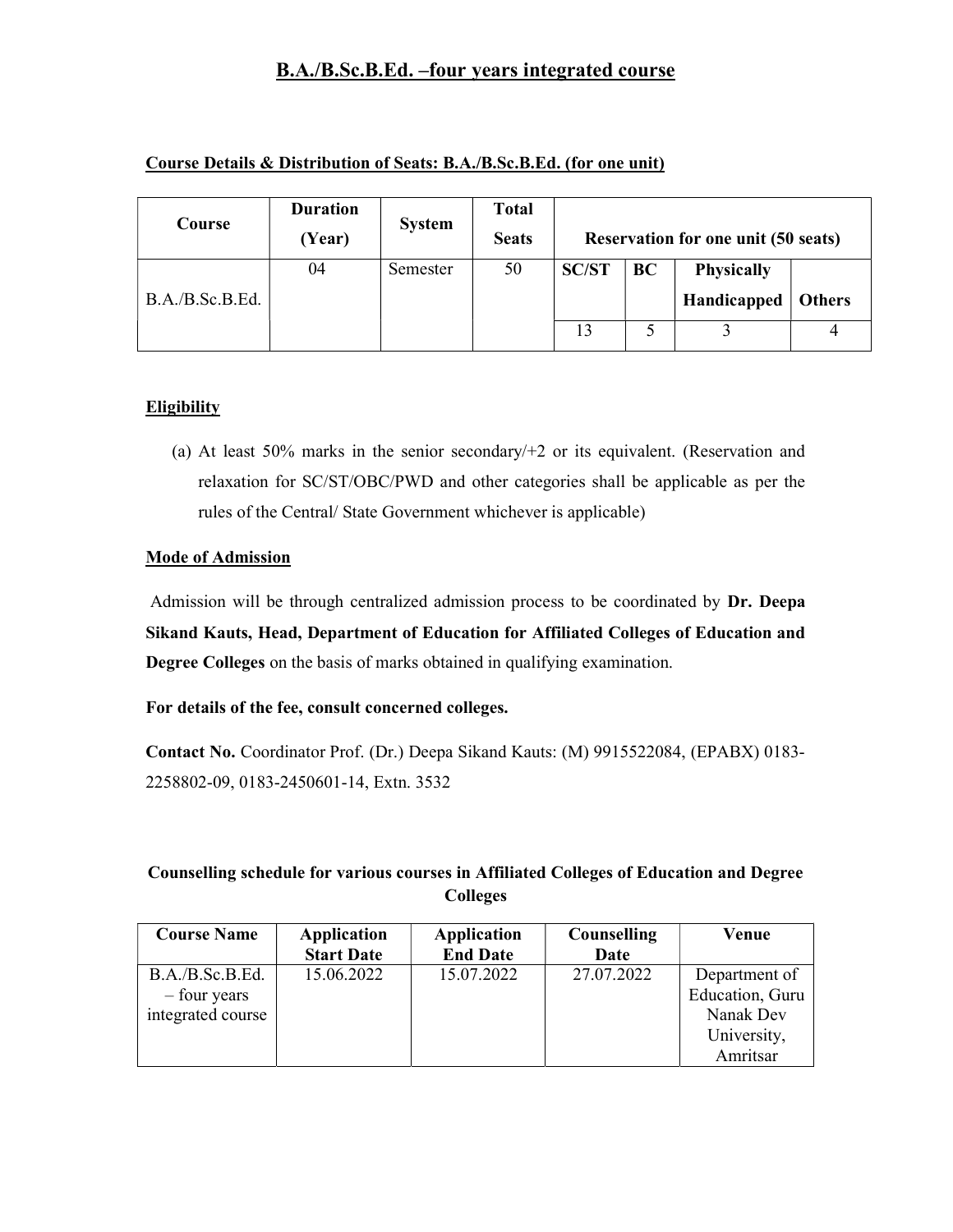# B.A./B.Sc.B.Ed. –four years integrated course

**Course Details & Distribution of Seats: B.A./B.Sc.B.Ed. (for one unit)**

| Course | Duration (Year) | System | Total Seats | Reservation for one unit (50 seats) | | | |
|---|---|---|---|---|---|---|---|
| | | | | SC/ST | BC | Physically Handicapped | Others |
| B.A./B.Sc.B.Ed. | 04 | Semester | 50 | 13 | 5 | 3 | 4 |

**Eligibility**

(a) At least 50% marks in the senior secondary/+2 or its equivalent. (Reservation and relaxation for SC/ST/OBC/PWD and other categories shall be applicable as per the rules of the Central/ State Government whichever is applicable)

**Mode of Admission**

Admission will be through centralized admission process to be coordinated by **Dr. Deepa Sikand Kauts, Head, Department of Education for Affiliated Colleges of Education and Degree Colleges** on the basis of marks obtained in qualifying examination.

**For details of the fee, consult concerned colleges.**

**Contact No.** Coordinator Prof. (Dr.) Deepa Sikand Kauts: (M) 9915522084, (EPABX) 0183-2258802-09, 0183-2450601-14, Extn. 3532

**Counselling schedule for various courses in Affiliated Colleges of Education and Degree Colleges**

| Course Name | Application Start Date | Application End Date | Counselling Date | Venue |
|---|---|---|---|---|
| B.A./B.Sc.B.Ed. – four years integrated course | 15.06.2022 | 15.07.2022 | 27.07.2022 | Department of Education, Guru Nanak Dev University, Amritsar |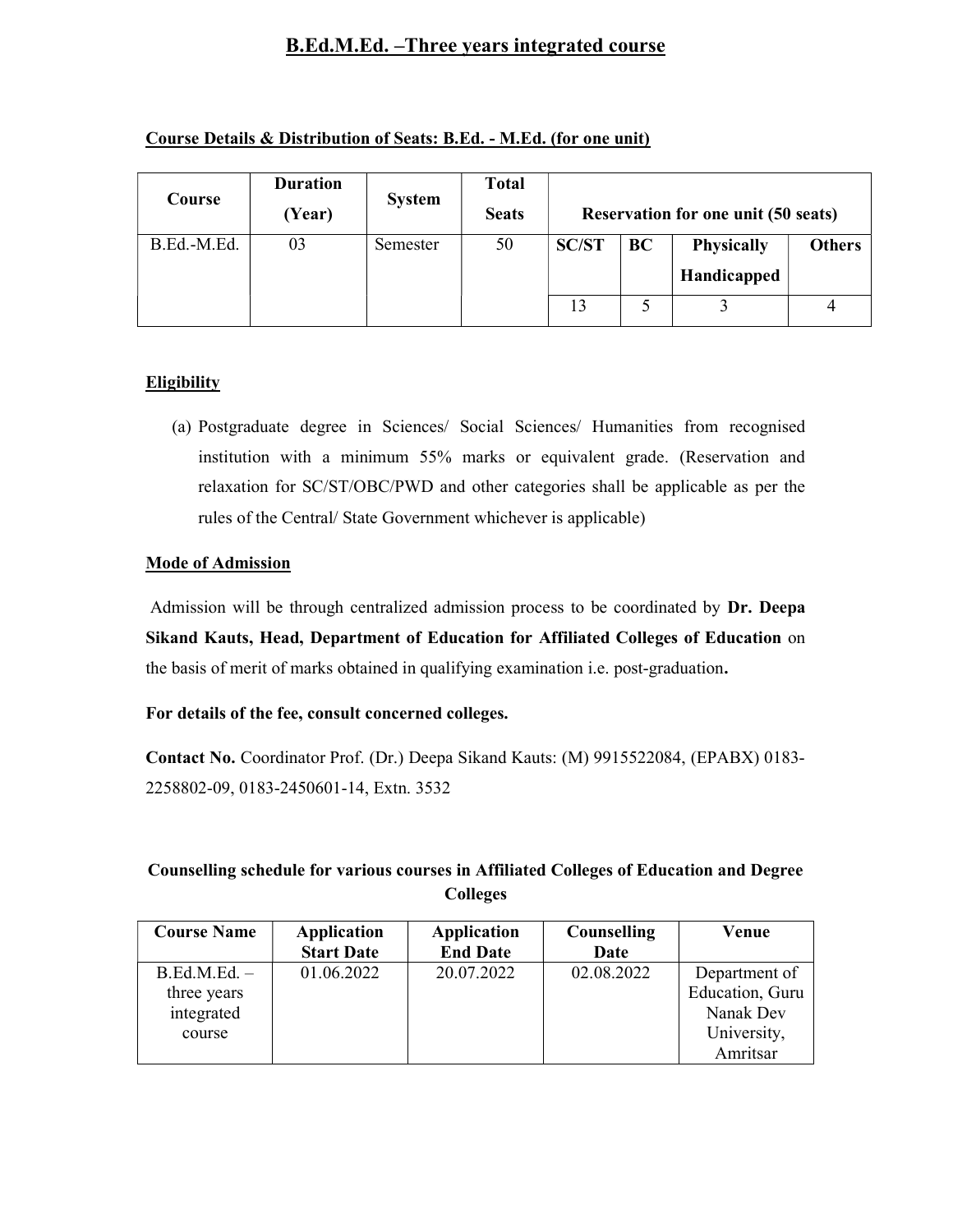# B.Ed.M.Ed. –Three years integrated course

**Course Details & Distribution of Seats: B.Ed. - M.Ed. (for one unit)**

| Course | Duration (Year) | System | Total Seats | Reservation for one unit (50 seats) | | | |
|---|---|---|---|---|---|---|---|
| B.Ed.-M.Ed. | 03 | Semester | 50 | **SC/ST** | **BC** | **Physically Handicapped** | **Others** |
| | | | | 13 | 5 | 3 | 4 |

**Eligibility**

(a) Postgraduate degree in Sciences/ Social Sciences/ Humanities from recognised institution with a minimum 55% marks or equivalent grade. (Reservation and relaxation for SC/ST/OBC/PWD and other categories shall be applicable as per the rules of the Central/ State Government whichever is applicable)

**Mode of Admission**

Admission will be through centralized admission process to be coordinated by **Dr. Deepa Sikand Kauts, Head, Department of Education for Affiliated Colleges of Education** on the basis of merit of marks obtained in qualifying examination i.e. post-graduation**.**

**For details of the fee, consult concerned colleges.**

**Contact No.** Coordinator Prof. (Dr.) Deepa Sikand Kauts: (M) 9915522084, (EPABX) 0183-2258802-09, 0183-2450601-14, Extn. 3532

**Counselling schedule for various courses in Affiliated Colleges of Education and Degree Colleges**

| Course Name | Application Start Date | Application End Date | Counselling Date | Venue |
|---|---|---|---|---|
| B.Ed.M.Ed. – three years integrated course | 01.06.2022 | 20.07.2022 | 02.08.2022 | Department of Education, Guru Nanak Dev University, Amritsar |